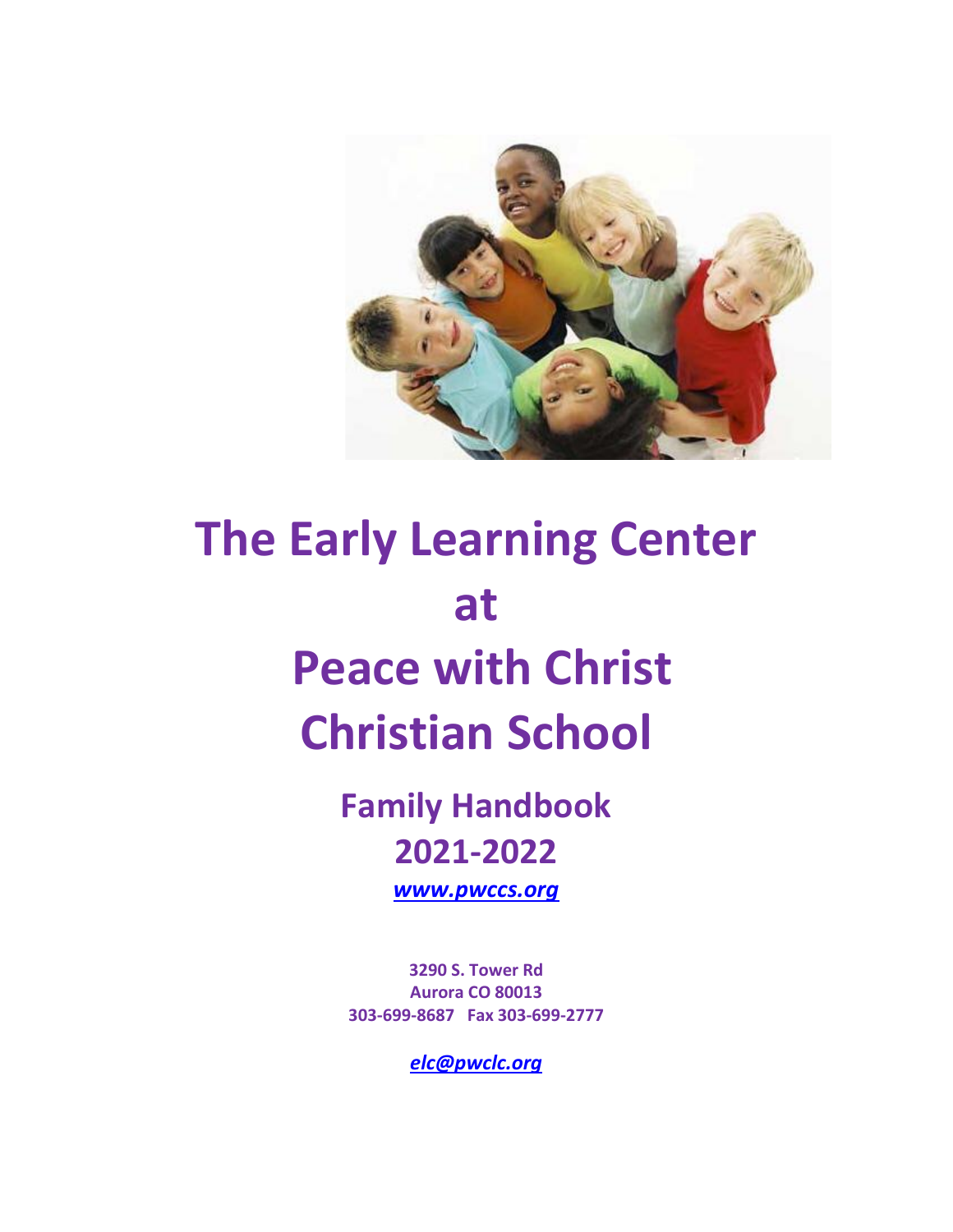# The Early Learning Center at Peace with Christ Christian School

## Family Handbook 2021-2022

[*www.pwccs.org*](http://www.pwccs.org)

**3290 S. Tower Rd**
**Aurora CO 80013**
**303-699-8687 Fax 303-699-2777**

[*elc@pwclc.org*](mailto:elc@pwclc.org)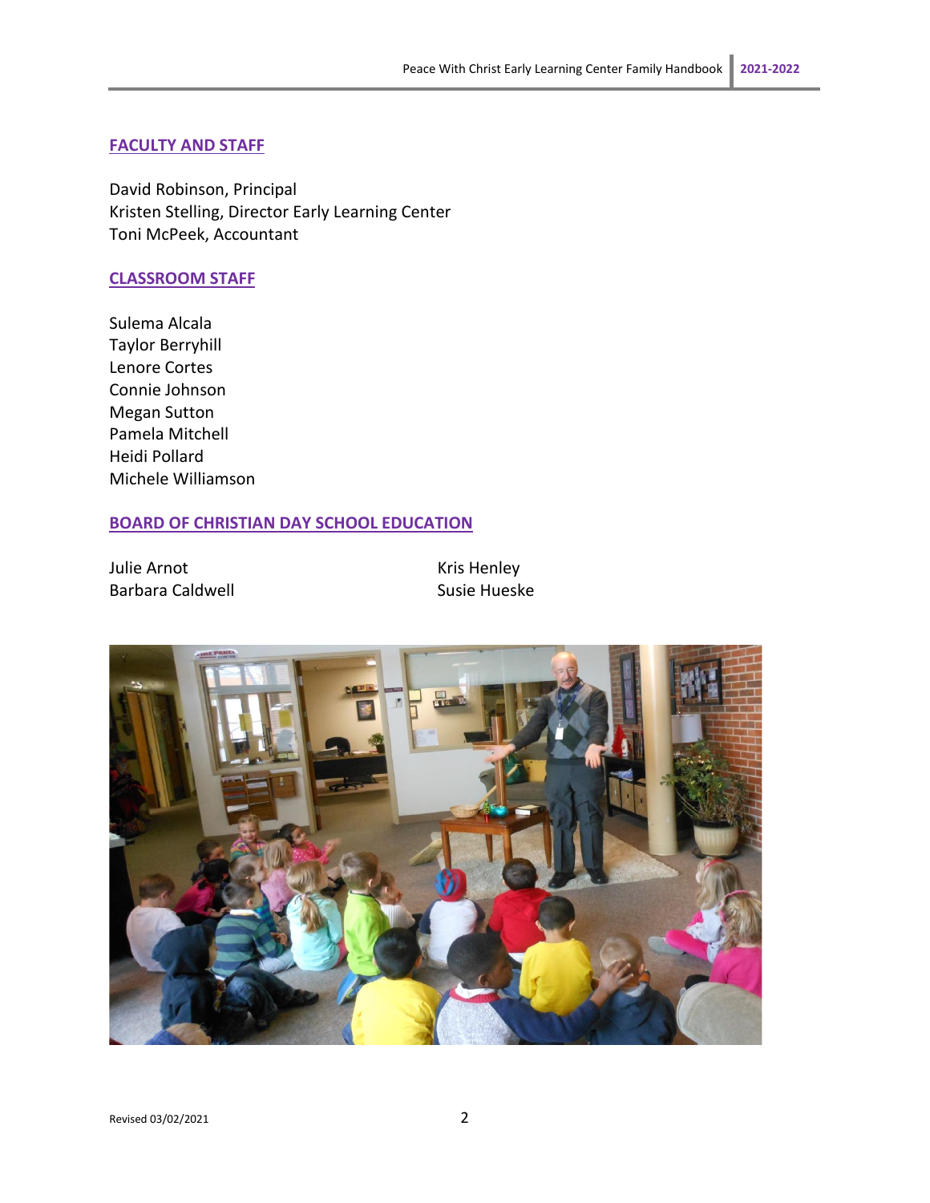## FACULTY AND STAFF

David Robinson, Principal
Kristen Stelling, Director Early Learning Center
Toni McPeek, Accountant

## CLASSROOM STAFF

Sulema Alcala
Taylor Berryhill
Lenore Cortes
Connie Johnson
Megan Sutton
Pamela Mitchell
Heidi Pollard
Michele Williamson

## BOARD OF CHRISTIAN DAY SCHOOL EDUCATION

Julie Arnot
Barbara Caldwell
Kris Henley
Susie Hueske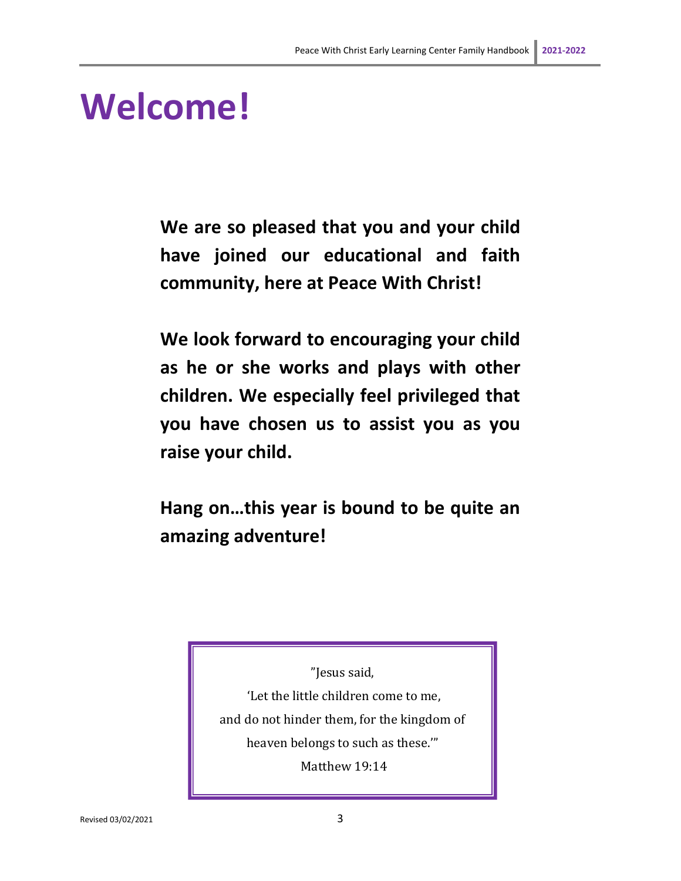# Welcome!

**We are so pleased that you and your child have joined our educational and faith community, here at Peace With Christ!**

**We look forward to encouraging your child as he or she works and plays with other children. We especially feel privileged that you have chosen us to assist you as you raise your child.**

**Hang on…this year is bound to be quite an amazing adventure!**

> "Jesus said,
> 'Let the little children come to me,
> and do not hinder them, for the kingdom of
> heaven belongs to such as these.'"
> Matthew 19:14

Revised 03/02/2021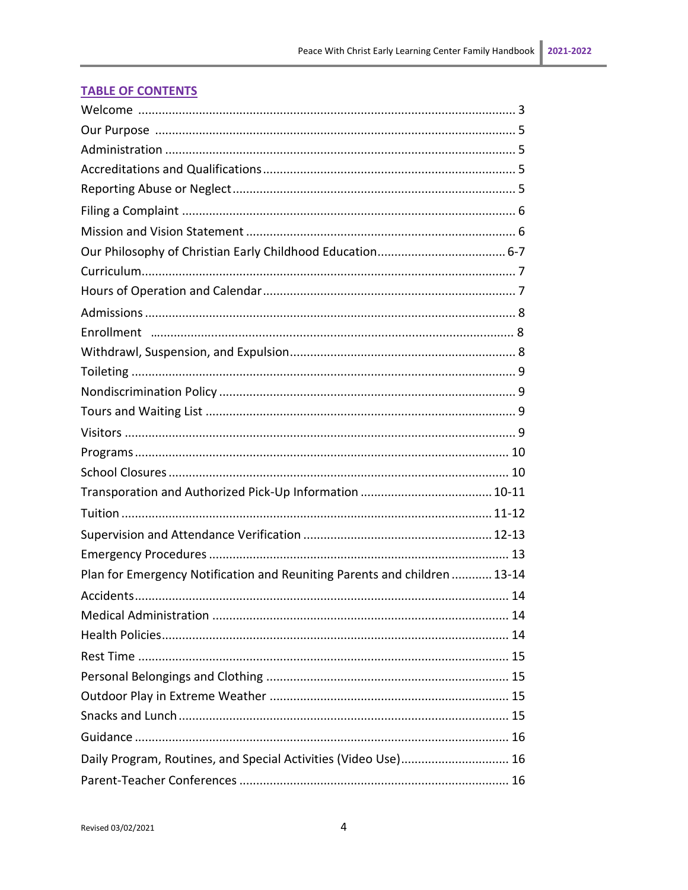## TABLE OF CONTENTS

| | |
|---|---|
| Welcome | 3 |
| Our Purpose | 5 |
| Administration | 5 |
| Accreditations and Qualifications | 5 |
| Reporting Abuse or Neglect | 5 |
| Filing a Complaint | 6 |
| Mission and Vision Statement | 6 |
| Our Philosophy of Christian Early Childhood Education | 6-7 |
| Curriculum | 7 |
| Hours of Operation and Calendar | 7 |
| Admissions | 8 |
| Enrollment | 8 |
| Withdrawl, Suspension, and Expulsion | 8 |
| Toileting | 9 |
| Nondiscrimination Policy | 9 |
| Tours and Waiting List | 9 |
| Visitors | 9 |
| Programs | 10 |
| School Closures | 10 |
| Transporation and Authorized Pick-Up Information | 10-11 |
| Tuition | 11-12 |
| Supervision and Attendance Verification | 12-13 |
| Emergency Procedures | 13 |
| Plan for Emergency Notification and Reuniting Parents and children | 13-14 |
| Accidents | 14 |
| Medical Administration | 14 |
| Health Policies | 14 |
| Rest Time | 15 |
| Personal Belongings and Clothing | 15 |
| Outdoor Play in Extreme Weather | 15 |
| Snacks and Lunch | 15 |
| Guidance | 16 |
| Daily Program, Routines, and Special Activities (Video Use) | 16 |
| Parent-Teacher Conferences | 16 |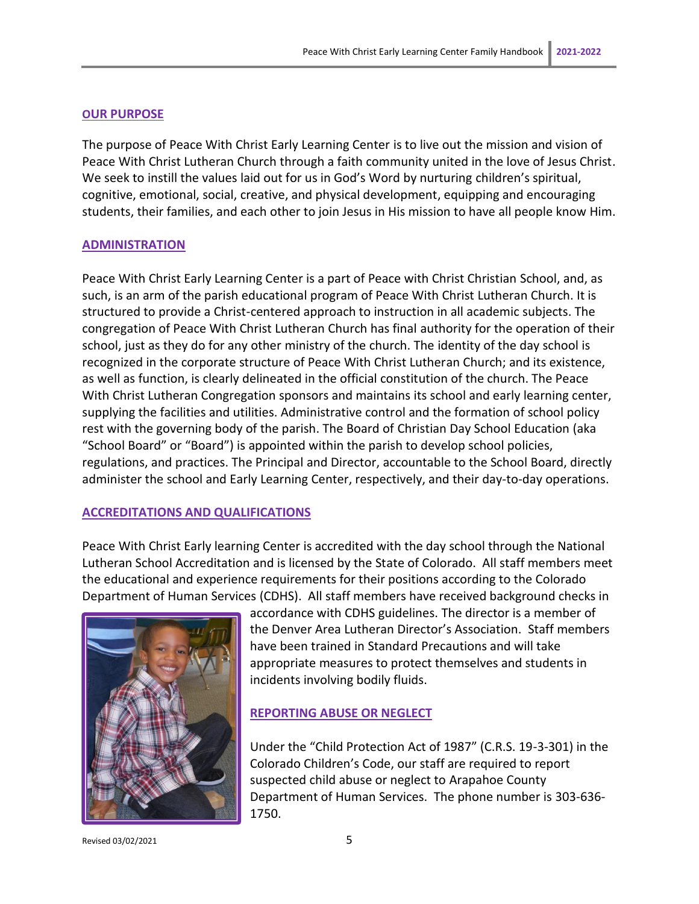## OUR PURPOSE

The purpose of Peace With Christ Early Learning Center is to live out the mission and vision of Peace With Christ Lutheran Church through a faith community united in the love of Jesus Christ. We seek to instill the values laid out for us in God's Word by nurturing children's spiritual, cognitive, emotional, social, creative, and physical development, equipping and encouraging students, their families, and each other to join Jesus in His mission to have all people know Him.

## ADMINISTRATION

Peace With Christ Early Learning Center is a part of Peace with Christ Christian School, and, as such, is an arm of the parish educational program of Peace With Christ Lutheran Church. It is structured to provide a Christ-centered approach to instruction in all academic subjects. The congregation of Peace With Christ Lutheran Church has final authority for the operation of their school, just as they do for any other ministry of the church. The identity of the day school is recognized in the corporate structure of Peace With Christ Lutheran Church; and its existence, as well as function, is clearly delineated in the official constitution of the church. The Peace With Christ Lutheran Congregation sponsors and maintains its school and early learning center, supplying the facilities and utilities. Administrative control and the formation of school policy rest with the governing body of the parish. The Board of Christian Day School Education (aka "School Board" or "Board") is appointed within the parish to develop school policies, regulations, and practices. The Principal and Director, accountable to the School Board, directly administer the school and Early Learning Center, respectively, and their day-to-day operations.

## ACCREDITATIONS AND QUALIFICATIONS

Peace With Christ Early learning Center is accredited with the day school through the National Lutheran School Accreditation and is licensed by the State of Colorado. All staff members meet the educational and experience requirements for their positions according to the Colorado Department of Human Services (CDHS). All staff members have received background checks in accordance with CDHS guidelines. The director is a member of the Denver Area Lutheran Director's Association. Staff members have been trained in Standard Precautions and will take appropriate measures to protect themselves and students in incidents involving bodily fluids.

## REPORTING ABUSE OR NEGLECT

Under the "Child Protection Act of 1987" (C.R.S. 19-3-301) in the Colorado Children's Code, our staff are required to report suspected child abuse or neglect to Arapahoe County Department of Human Services. The phone number is 303-636-1750.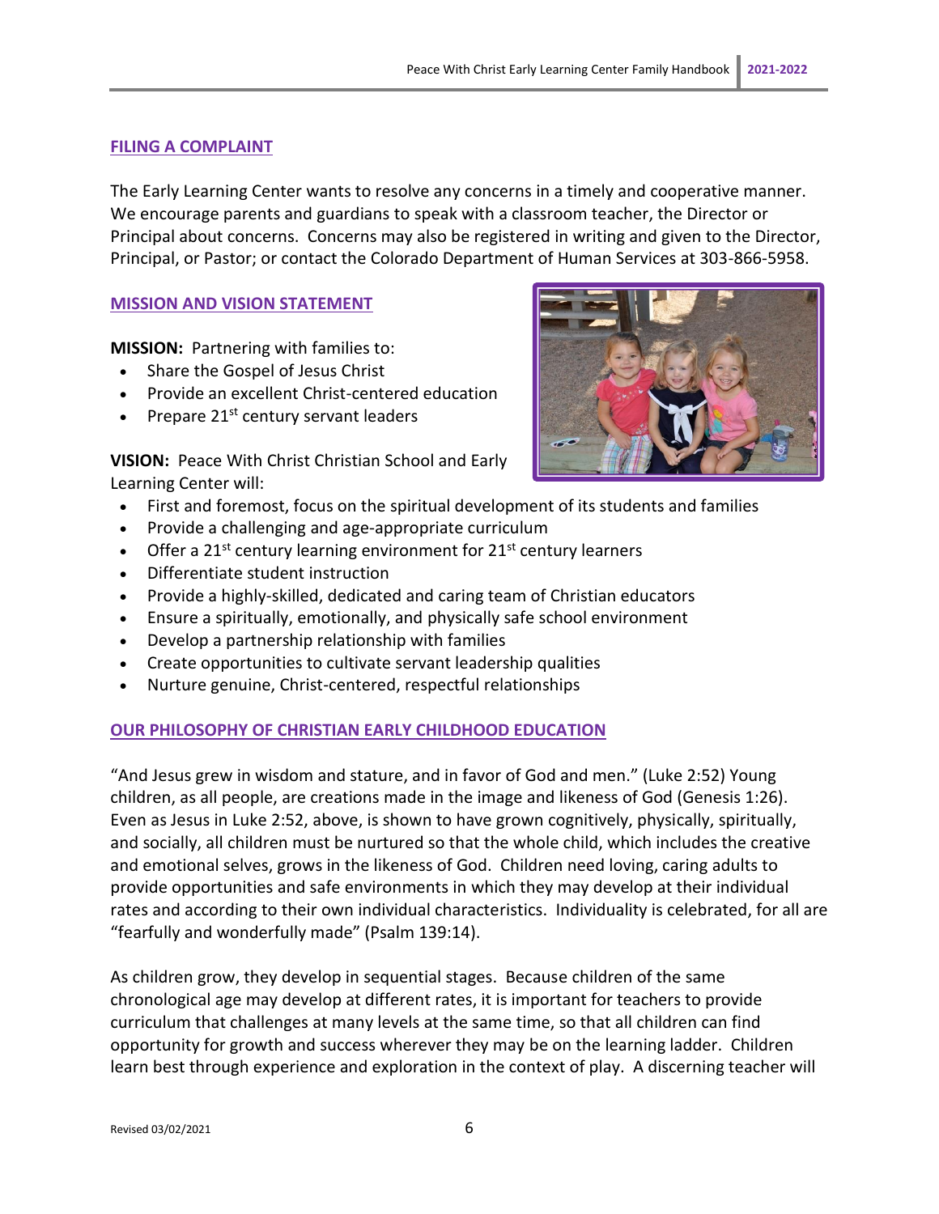## FILING A COMPLAINT

The Early Learning Center wants to resolve any concerns in a timely and cooperative manner. We encourage parents and guardians to speak with a classroom teacher, the Director or Principal about concerns. Concerns may also be registered in writing and given to the Director, Principal, or Pastor; or contact the Colorado Department of Human Services at 303-866-5958.

## MISSION AND VISION STATEMENT

**MISSION:** Partnering with families to:

- Share the Gospel of Jesus Christ
- Provide an excellent Christ-centered education
- Prepare 21st century servant leaders

**VISION:** Peace With Christ Christian School and Early Learning Center will:

- First and foremost, focus on the spiritual development of its students and families
- Provide a challenging and age-appropriate curriculum
- Offer a 21st century learning environment for 21st century learners
- Differentiate student instruction
- Provide a highly-skilled, dedicated and caring team of Christian educators
- Ensure a spiritually, emotionally, and physically safe school environment
- Develop a partnership relationship with families
- Create opportunities to cultivate servant leadership qualities
- Nurture genuine, Christ-centered, respectful relationships

## OUR PHILOSOPHY OF CHRISTIAN EARLY CHILDHOOD EDUCATION

"And Jesus grew in wisdom and stature, and in favor of God and men." (Luke 2:52) Young children, as all people, are creations made in the image and likeness of God (Genesis 1:26). Even as Jesus in Luke 2:52, above, is shown to have grown cognitively, physically, spiritually, and socially, all children must be nurtured so that the whole child, which includes the creative and emotional selves, grows in the likeness of God. Children need loving, caring adults to provide opportunities and safe environments in which they may develop at their individual rates and according to their own individual characteristics. Individuality is celebrated, for all are "fearfully and wonderfully made" (Psalm 139:14).

As children grow, they develop in sequential stages. Because children of the same chronological age may develop at different rates, it is important for teachers to provide curriculum that challenges at many levels at the same time, so that all children can find opportunity for growth and success wherever they may be on the learning ladder. Children learn best through experience and exploration in the context of play. A discerning teacher will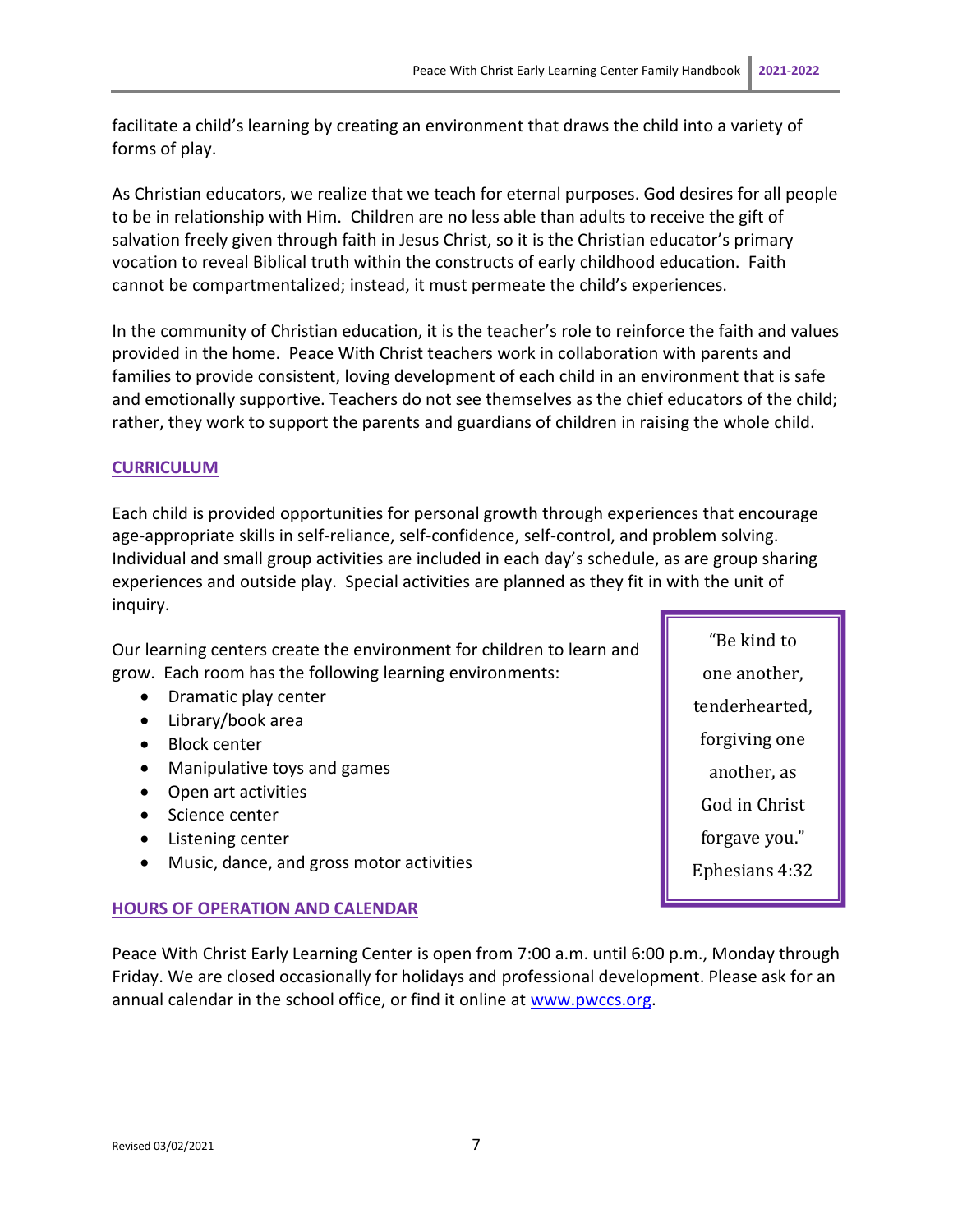facilitate a child's learning by creating an environment that draws the child into a variety of forms of play.

As Christian educators, we realize that we teach for eternal purposes. God desires for all people to be in relationship with Him. Children are no less able than adults to receive the gift of salvation freely given through faith in Jesus Christ, so it is the Christian educator's primary vocation to reveal Biblical truth within the constructs of early childhood education. Faith cannot be compartmentalized; instead, it must permeate the child's experiences.

In the community of Christian education, it is the teacher's role to reinforce the faith and values provided in the home. Peace With Christ teachers work in collaboration with parents and families to provide consistent, loving development of each child in an environment that is safe and emotionally supportive. Teachers do not see themselves as the chief educators of the child; rather, they work to support the parents and guardians of children in raising the whole child.

## CURRICULUM

Each child is provided opportunities for personal growth through experiences that encourage age-appropriate skills in self-reliance, self-confidence, self-control, and problem solving. Individual and small group activities are included in each day's schedule, as are group sharing experiences and outside play. Special activities are planned as they fit in with the unit of inquiry.

Our learning centers create the environment for children to learn and grow. Each room has the following learning environments:

- Dramatic play center
- Library/book area
- Block center
- Manipulative toys and games
- Open art activities
- Science center
- Listening center
- Music, dance, and gross motor activities

> "Be kind to one another, tenderhearted, forgiving one another, as God in Christ forgave you."
> Ephesians 4:32

## HOURS OF OPERATION AND CALENDAR

Peace With Christ Early Learning Center is open from 7:00 a.m. until 6:00 p.m., Monday through Friday. We are closed occasionally for holidays and professional development. Please ask for an annual calendar in the school office, or find it online at www.pwccs.org.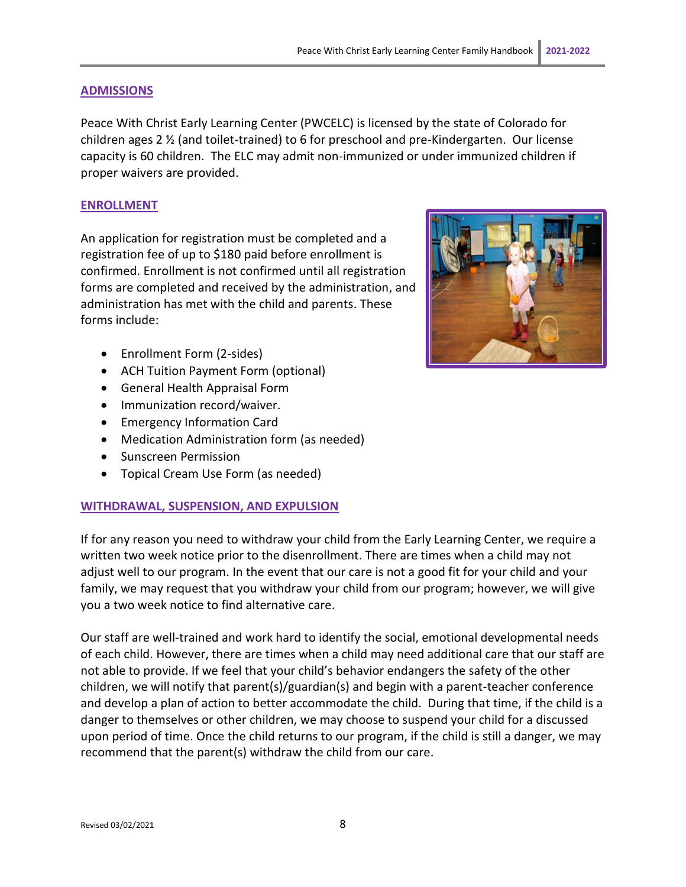## ADMISSIONS

Peace With Christ Early Learning Center (PWCELC) is licensed by the state of Colorado for children ages 2 ½ (and toilet-trained) to 6 for preschool and pre-Kindergarten. Our license capacity is 60 children. The ELC may admit non-immunized or under immunized children if proper waivers are provided.

## ENROLLMENT

An application for registration must be completed and a registration fee of up to $180 paid before enrollment is confirmed. Enrollment is not confirmed until all registration forms are completed and received by the administration, and administration has met with the child and parents. These forms include:

- Enrollment Form (2-sides)
- ACH Tuition Payment Form (optional)
- General Health Appraisal Form
- Immunization record/waiver.
- Emergency Information Card
- Medication Administration form (as needed)
- Sunscreen Permission
- Topical Cream Use Form (as needed)

## WITHDRAWAL, SUSPENSION, AND EXPULSION

If for any reason you need to withdraw your child from the Early Learning Center, we require a written two week notice prior to the disenrollment. There are times when a child may not adjust well to our program. In the event that our care is not a good fit for your child and your family, we may request that you withdraw your child from our program; however, we will give you a two week notice to find alternative care.

Our staff are well-trained and work hard to identify the social, emotional developmental needs of each child. However, there are times when a child may need additional care that our staff are not able to provide. If we feel that your child's behavior endangers the safety of the other children, we will notify that parent(s)/guardian(s) and begin with a parent-teacher conference and develop a plan of action to better accommodate the child. During that time, if the child is a danger to themselves or other children, we may choose to suspend your child for a discussed upon period of time. Once the child returns to our program, if the child is still a danger, we may recommend that the parent(s) withdraw the child from our care.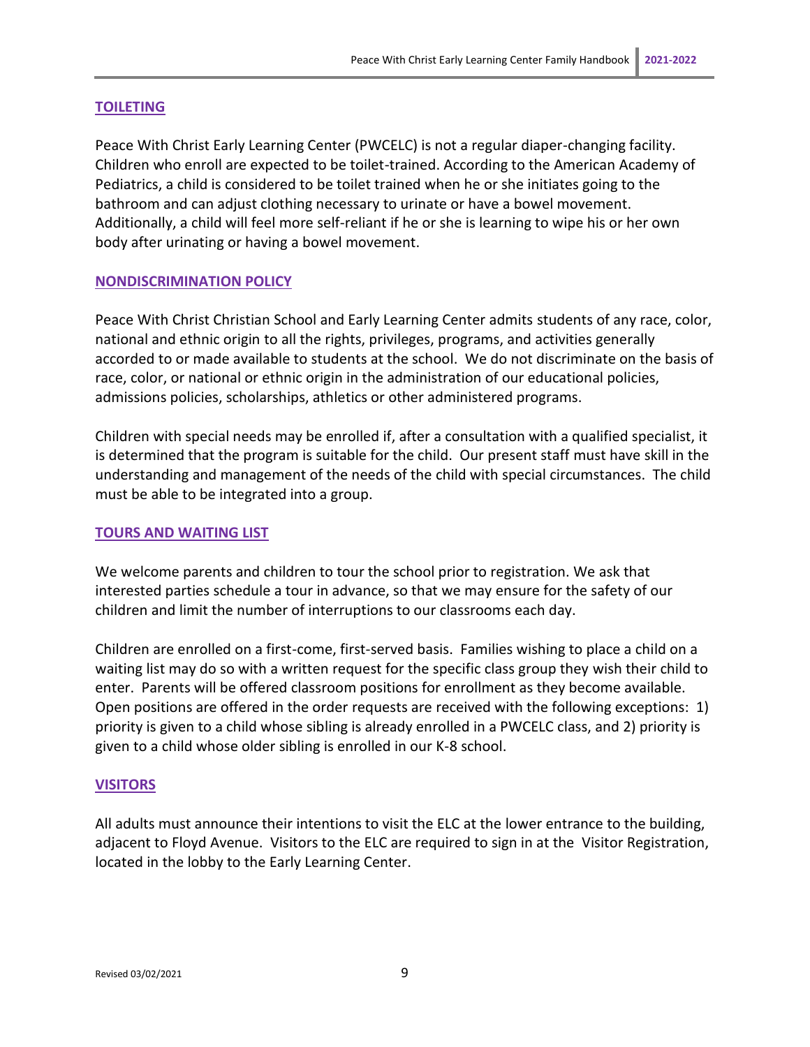## TOILETING

Peace With Christ Early Learning Center (PWCELC) is not a regular diaper-changing facility. Children who enroll are expected to be toilet-trained. According to the American Academy of Pediatrics, a child is considered to be toilet trained when he or she initiates going to the bathroom and can adjust clothing necessary to urinate or have a bowel movement. Additionally, a child will feel more self-reliant if he or she is learning to wipe his or her own body after urinating or having a bowel movement.

## NONDISCRIMINATION POLICY

Peace With Christ Christian School and Early Learning Center admits students of any race, color, national and ethnic origin to all the rights, privileges, programs, and activities generally accorded to or made available to students at the school. We do not discriminate on the basis of race, color, or national or ethnic origin in the administration of our educational policies, admissions policies, scholarships, athletics or other administered programs.

Children with special needs may be enrolled if, after a consultation with a qualified specialist, it is determined that the program is suitable for the child. Our present staff must have skill in the understanding and management of the needs of the child with special circumstances. The child must be able to be integrated into a group.

## TOURS AND WAITING LIST

We welcome parents and children to tour the school prior to registration. We ask that interested parties schedule a tour in advance, so that we may ensure for the safety of our children and limit the number of interruptions to our classrooms each day.

Children are enrolled on a first-come, first-served basis. Families wishing to place a child on a waiting list may do so with a written request for the specific class group they wish their child to enter. Parents will be offered classroom positions for enrollment as they become available. Open positions are offered in the order requests are received with the following exceptions: 1) priority is given to a child whose sibling is already enrolled in a PWCELC class, and 2) priority is given to a child whose older sibling is enrolled in our K-8 school.

## VISITORS

All adults must announce their intentions to visit the ELC at the lower entrance to the building, adjacent to Floyd Avenue. Visitors to the ELC are required to sign in at the Visitor Registration, located in the lobby to the Early Learning Center.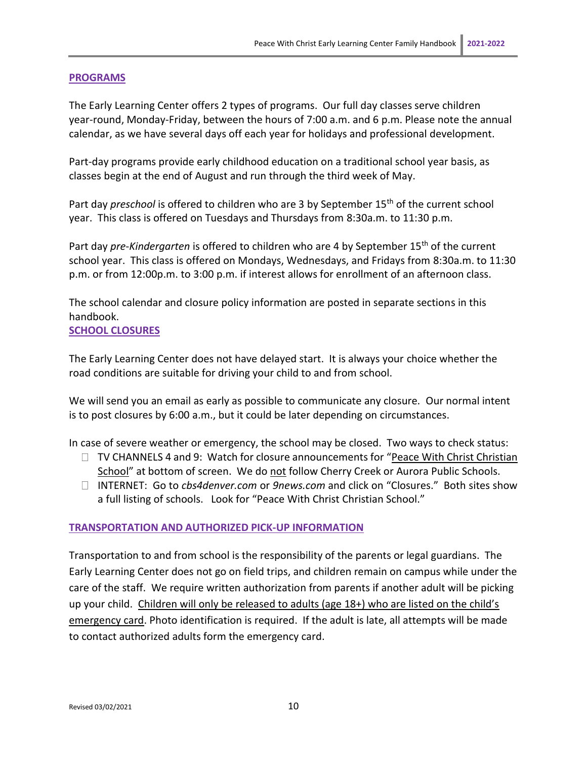## PROGRAMS

The Early Learning Center offers 2 types of programs. Our full day classes serve children year-round, Monday-Friday, between the hours of 7:00 a.m. and 6 p.m. Please note the annual calendar, as we have several days off each year for holidays and professional development.

Part-day programs provide early childhood education on a traditional school year basis, as classes begin at the end of August and run through the third week of May.

Part day *preschool* is offered to children who are 3 by September 15th of the current school year. This class is offered on Tuesdays and Thursdays from 8:30a.m. to 11:30 p.m.

Part day *pre-Kindergarten* is offered to children who are 4 by September 15th of the current school year. This class is offered on Mondays, Wednesdays, and Fridays from 8:30a.m. to 11:30 p.m. or from 12:00p.m. to 3:00 p.m. if interest allows for enrollment of an afternoon class.

The school calendar and closure policy information are posted in separate sections in this handbook.

## SCHOOL CLOSURES

The Early Learning Center does not have delayed start. It is always your choice whether the road conditions are suitable for driving your child to and from school.

We will send you an email as early as possible to communicate any closure. Our normal intent is to post closures by 6:00 a.m., but it could be later depending on circumstances.

In case of severe weather or emergency, the school may be closed. Two ways to check status:

- TV CHANNELS 4 and 9: Watch for closure announcements for "Peace With Christ Christian School" at bottom of screen. We do not follow Cherry Creek or Aurora Public Schools.
- INTERNET: Go to *cbs4denver.com* or *9news.com* and click on "Closures." Both sites show a full listing of schools. Look for "Peace With Christ Christian School."

## TRANSPORTATION AND AUTHORIZED PICK-UP INFORMATION

Transportation to and from school is the responsibility of the parents or legal guardians. The Early Learning Center does not go on field trips, and children remain on campus while under the care of the staff. We require written authorization from parents if another adult will be picking up your child. Children will only be released to adults (age 18+) who are listed on the child's emergency card. Photo identification is required. If the adult is late, all attempts will be made to contact authorized adults form the emergency card.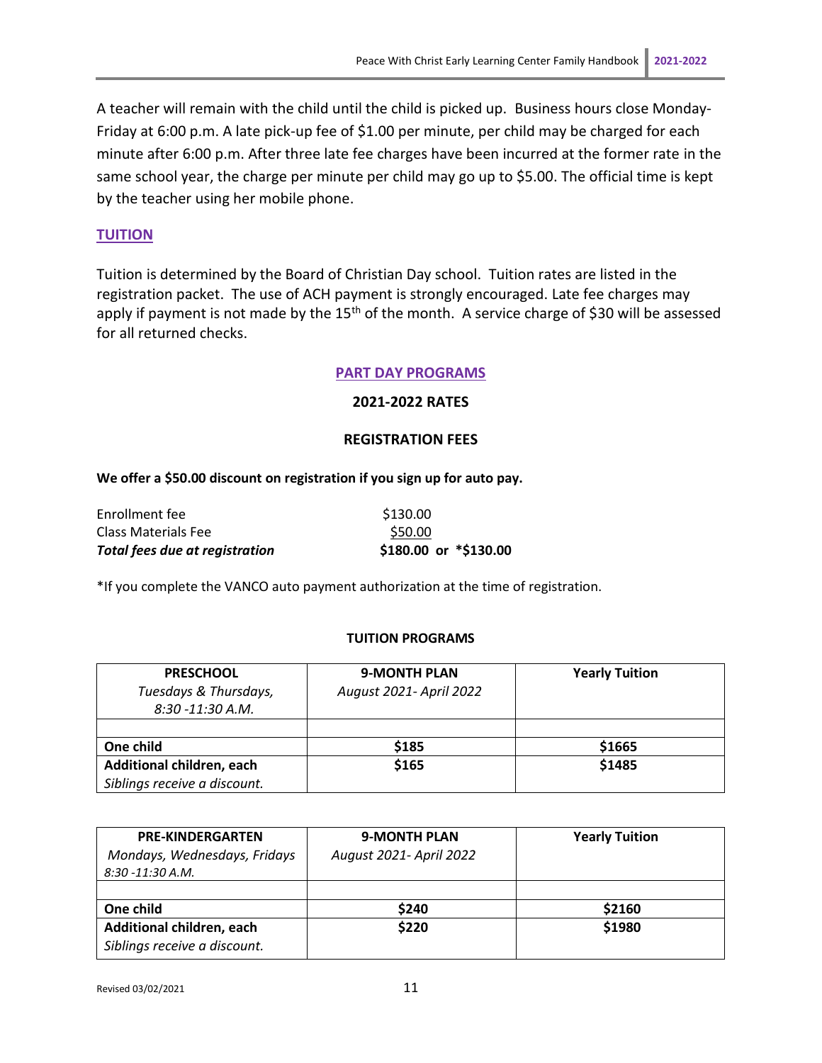A teacher will remain with the child until the child is picked up. Business hours close Monday-Friday at 6:00 p.m. A late pick-up fee of $1.00 per minute, per child may be charged for each minute after 6:00 p.m. After three late fee charges have been incurred at the former rate in the same school year, the charge per minute per child may go up to $5.00. The official time is kept by the teacher using her mobile phone.

## TUITION

Tuition is determined by the Board of Christian Day school. Tuition rates are listed in the registration packet. The use of ACH payment is strongly encouraged. Late fee charges may apply if payment is not made by the 15th of the month. A service charge of $30 will be assessed for all returned checks.

### PART DAY PROGRAMS

**2021-2022 RATES**

**REGISTRATION FEES**

**We offer a $50.00 discount on registration if you sign up for auto pay.**

| | |
|---|---|
| Enrollment fee | $130.00 |
| Class Materials Fee | $50.00 |
| ***Total fees due at registration*** | **$180.00 or *$130.00** |

*If you complete the VANCO auto payment authorization at the time of registration.

**TUITION PROGRAMS**

| **PRESCHOOL**<br>*Tuesdays & Thursdays, 8:30 -11:30 A.M.* | **9-MONTH PLAN**<br>*August 2021- April 2022* | **Yearly Tuition** |
|---|---|---|
| | | |
| **One child** | **$185** | **$1665** |
| **Additional children, each**<br>*Siblings receive a discount.* | **$165** | **$1485** |

| **PRE-KINDERGARTEN**<br>*Mondays, Wednesdays, Fridays 8:30 -11:30 A.M.* | **9-MONTH PLAN**<br>*August 2021- April 2022* | **Yearly Tuition** |
|---|---|---|
| | | |
| **One child** | **$240** | **$2160** |
| **Additional children, each**<br>*Siblings receive a discount.* | **$220** | **$1980** |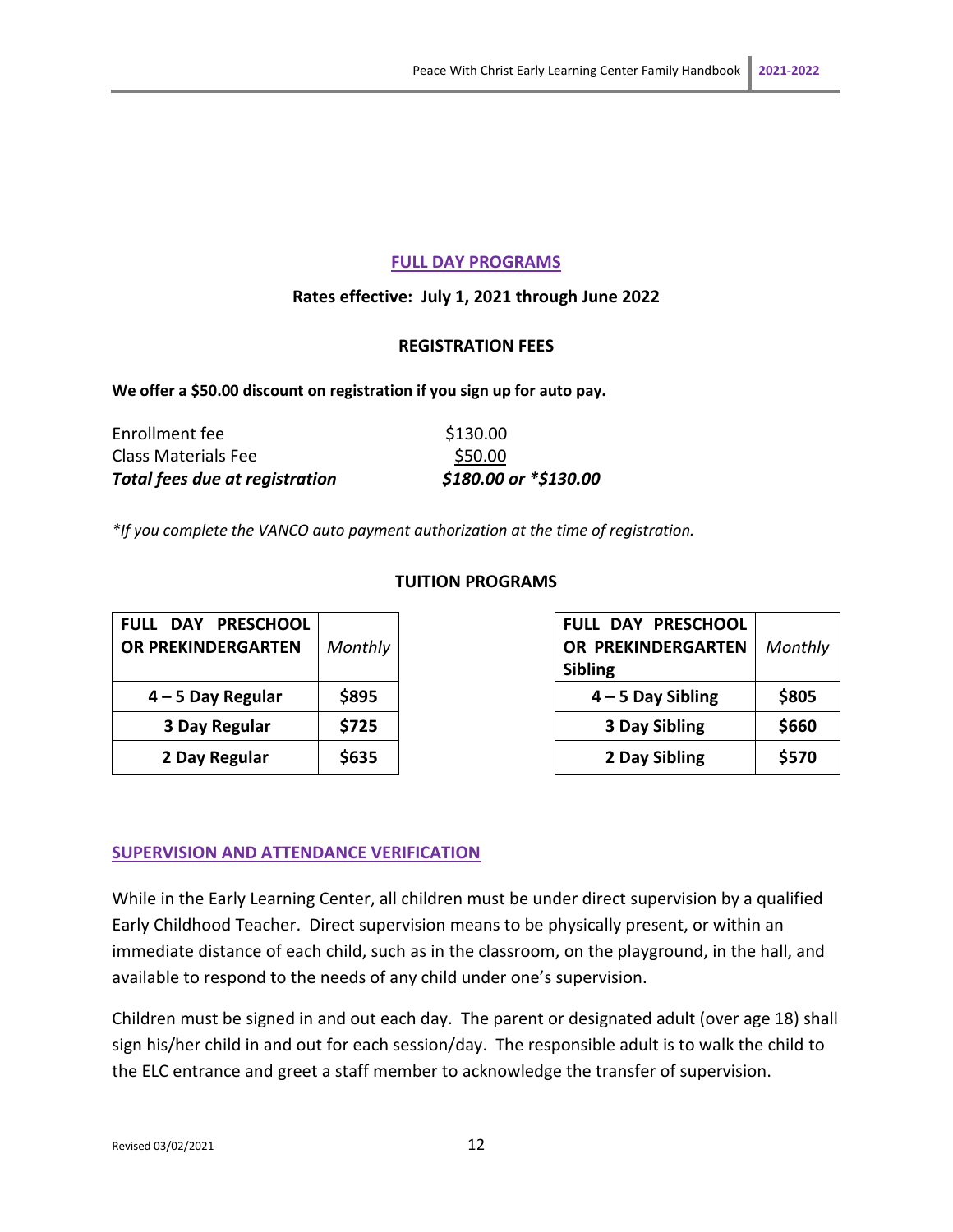## FULL DAY PROGRAMS

**Rates effective: July 1, 2021 through June 2022**

**REGISTRATION FEES**

**We offer a $50.00 discount on registration if you sign up for auto pay.**

| | |
|---|---|
| Enrollment fee | $130.00 |
| Class Materials Fee | $50.00 |
| ***Total fees due at registration*** | ***$180.00 or *$130.00*** |

**If you complete the VANCO auto payment authorization at the time of registration.*

**TUITION PROGRAMS**

| FULL DAY PRESCHOOL OR PREKINDERGARTEN | *Monthly* |
|---|---|
| **4 – 5 Day Regular** | **$895** |
| **3 Day Regular** | **$725** |
| **2 Day Regular** | **$635** |

| FULL DAY PRESCHOOL OR PREKINDERGARTEN Sibling | *Monthly* |
|---|---|
| **4 – 5 Day Sibling** | **$805** |
| **3 Day Sibling** | **$660** |
| **2 Day Sibling** | **$570** |

## SUPERVISION AND ATTENDANCE VERIFICATION

While in the Early Learning Center, all children must be under direct supervision by a qualified Early Childhood Teacher. Direct supervision means to be physically present, or within an immediate distance of each child, such as in the classroom, on the playground, in the hall, and available to respond to the needs of any child under one's supervision.

Children must be signed in and out each day. The parent or designated adult (over age 18) shall sign his/her child in and out for each session/day. The responsible adult is to walk the child to the ELC entrance and greet a staff member to acknowledge the transfer of supervision.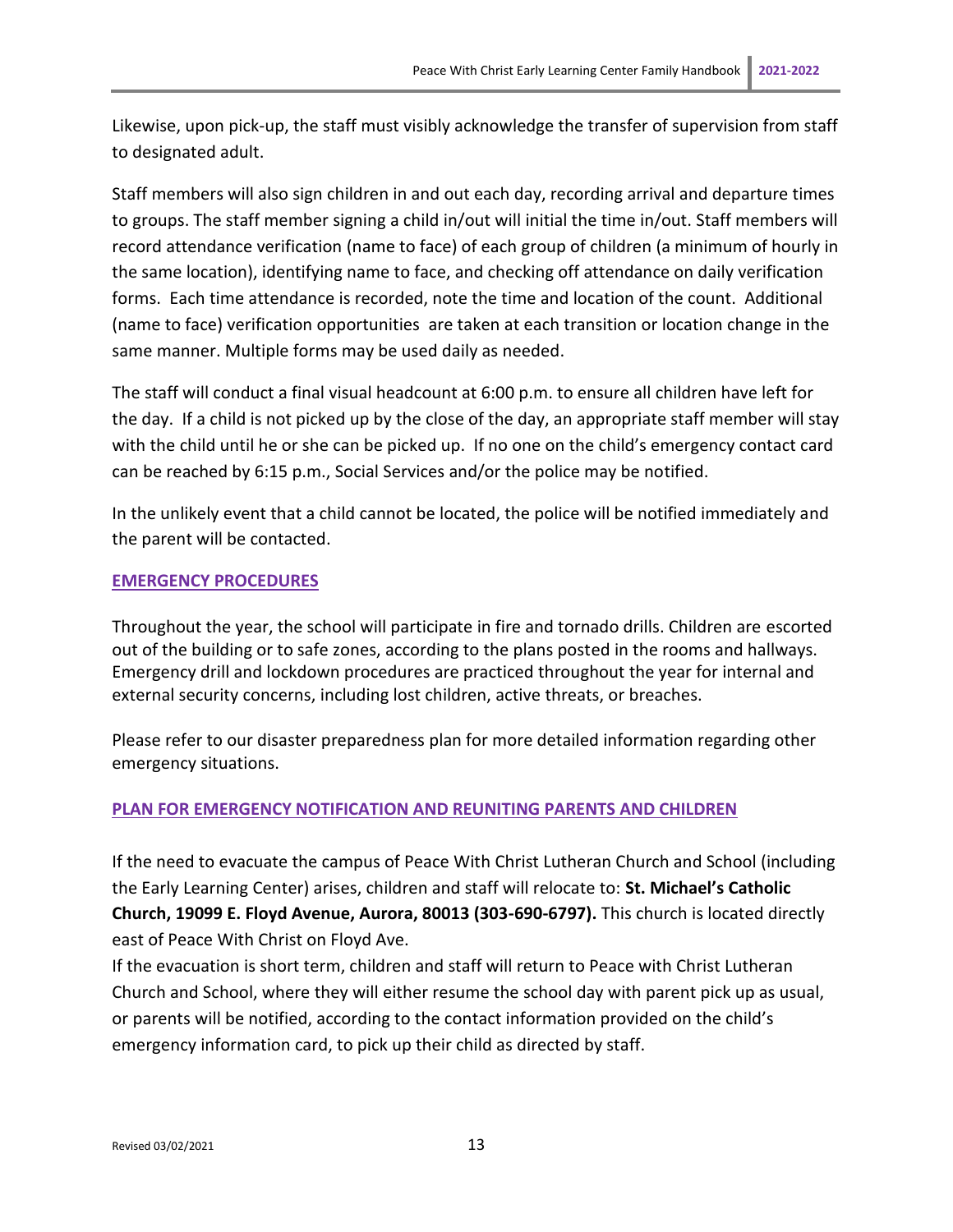Likewise, upon pick-up, the staff must visibly acknowledge the transfer of supervision from staff to designated adult.

Staff members will also sign children in and out each day, recording arrival and departure times to groups. The staff member signing a child in/out will initial the time in/out. Staff members will record attendance verification (name to face) of each group of children (a minimum of hourly in the same location), identifying name to face, and checking off attendance on daily verification forms. Each time attendance is recorded, note the time and location of the count. Additional (name to face) verification opportunities are taken at each transition or location change in the same manner. Multiple forms may be used daily as needed.

The staff will conduct a final visual headcount at 6:00 p.m. to ensure all children have left for the day. If a child is not picked up by the close of the day, an appropriate staff member will stay with the child until he or she can be picked up. If no one on the child's emergency contact card can be reached by 6:15 p.m., Social Services and/or the police may be notified.

In the unlikely event that a child cannot be located, the police will be notified immediately and the parent will be contacted.

## EMERGENCY PROCEDURES

Throughout the year, the school will participate in fire and tornado drills. Children are escorted out of the building or to safe zones, according to the plans posted in the rooms and hallways. Emergency drill and lockdown procedures are practiced throughout the year for internal and external security concerns, including lost children, active threats, or breaches.

Please refer to our disaster preparedness plan for more detailed information regarding other emergency situations.

## PLAN FOR EMERGENCY NOTIFICATION AND REUNITING PARENTS AND CHILDREN

If the need to evacuate the campus of Peace With Christ Lutheran Church and School (including the Early Learning Center) arises, children and staff will relocate to: **St. Michael's Catholic Church, 19099 E. Floyd Avenue, Aurora, 80013 (303-690-6797).** This church is located directly east of Peace With Christ on Floyd Ave.

If the evacuation is short term, children and staff will return to Peace with Christ Lutheran Church and School, where they will either resume the school day with parent pick up as usual, or parents will be notified, according to the contact information provided on the child's emergency information card, to pick up their child as directed by staff.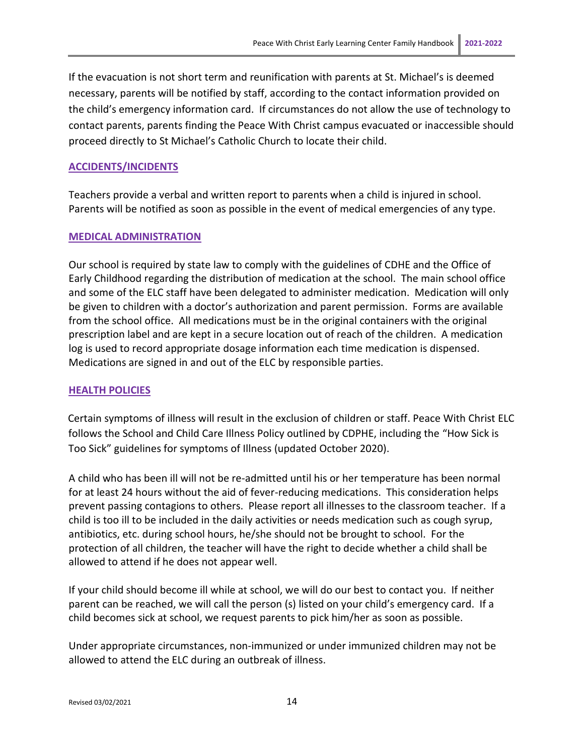If the evacuation is not short term and reunification with parents at St. Michael's is deemed necessary, parents will be notified by staff, according to the contact information provided on the child's emergency information card. If circumstances do not allow the use of technology to contact parents, parents finding the Peace With Christ campus evacuated or inaccessible should proceed directly to St Michael's Catholic Church to locate their child.

## ACCIDENTS/INCIDENTS

Teachers provide a verbal and written report to parents when a child is injured in school. Parents will be notified as soon as possible in the event of medical emergencies of any type.

## MEDICAL ADMINISTRATION

Our school is required by state law to comply with the guidelines of CDHE and the Office of Early Childhood regarding the distribution of medication at the school. The main school office and some of the ELC staff have been delegated to administer medication. Medication will only be given to children with a doctor's authorization and parent permission. Forms are available from the school office. All medications must be in the original containers with the original prescription label and are kept in a secure location out of reach of the children. A medication log is used to record appropriate dosage information each time medication is dispensed. Medications are signed in and out of the ELC by responsible parties.

## HEALTH POLICIES

Certain symptoms of illness will result in the exclusion of children or staff. Peace With Christ ELC follows the School and Child Care Illness Policy outlined by CDPHE, including the "How Sick is Too Sick" guidelines for symptoms of Illness (updated October 2020).

A child who has been ill will not be re-admitted until his or her temperature has been normal for at least 24 hours without the aid of fever-reducing medications. This consideration helps prevent passing contagions to others. Please report all illnesses to the classroom teacher. If a child is too ill to be included in the daily activities or needs medication such as cough syrup, antibiotics, etc. during school hours, he/she should not be brought to school. For the protection of all children, the teacher will have the right to decide whether a child shall be allowed to attend if he does not appear well.

If your child should become ill while at school, we will do our best to contact you. If neither parent can be reached, we will call the person (s) listed on your child's emergency card. If a child becomes sick at school, we request parents to pick him/her as soon as possible.

Under appropriate circumstances, non-immunized or under immunized children may not be allowed to attend the ELC during an outbreak of illness.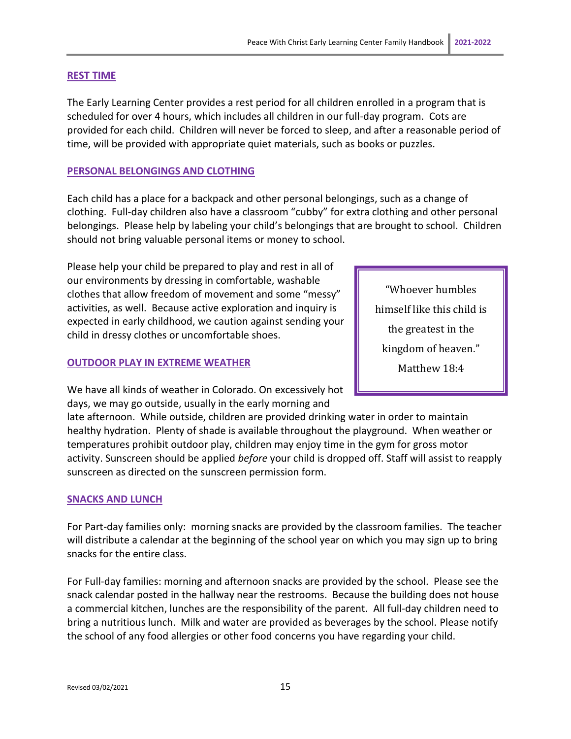## REST TIME

The Early Learning Center provides a rest period for all children enrolled in a program that is scheduled for over 4 hours, which includes all children in our full-day program. Cots are provided for each child. Children will never be forced to sleep, and after a reasonable period of time, will be provided with appropriate quiet materials, such as books or puzzles.

## PERSONAL BELONGINGS AND CLOTHING

Each child has a place for a backpack and other personal belongings, such as a change of clothing. Full-day children also have a classroom "cubby" for extra clothing and other personal belongings. Please help by labeling your child's belongings that are brought to school. Children should not bring valuable personal items or money to school.

Please help your child be prepared to play and rest in all of our environments by dressing in comfortable, washable clothes that allow freedom of movement and some "messy" activities, as well. Because active exploration and inquiry is expected in early childhood, we caution against sending your child in dressy clothes or uncomfortable shoes.

> "Whoever humbles himself like this child is the greatest in the kingdom of heaven."
> Matthew 18:4

## OUTDOOR PLAY IN EXTREME WEATHER

We have all kinds of weather in Colorado. On excessively hot days, we may go outside, usually in the early morning and late afternoon. While outside, children are provided drinking water in order to maintain healthy hydration. Plenty of shade is available throughout the playground. When weather or temperatures prohibit outdoor play, children may enjoy time in the gym for gross motor activity. Sunscreen should be applied *before* your child is dropped off. Staff will assist to reapply sunscreen as directed on the sunscreen permission form.

## SNACKS AND LUNCH

For Part-day families only: morning snacks are provided by the classroom families. The teacher will distribute a calendar at the beginning of the school year on which you may sign up to bring snacks for the entire class.

For Full-day families: morning and afternoon snacks are provided by the school. Please see the snack calendar posted in the hallway near the restrooms. Because the building does not house a commercial kitchen, lunches are the responsibility of the parent. All full-day children need to bring a nutritious lunch. Milk and water are provided as beverages by the school. Please notify the school of any food allergies or other food concerns you have regarding your child.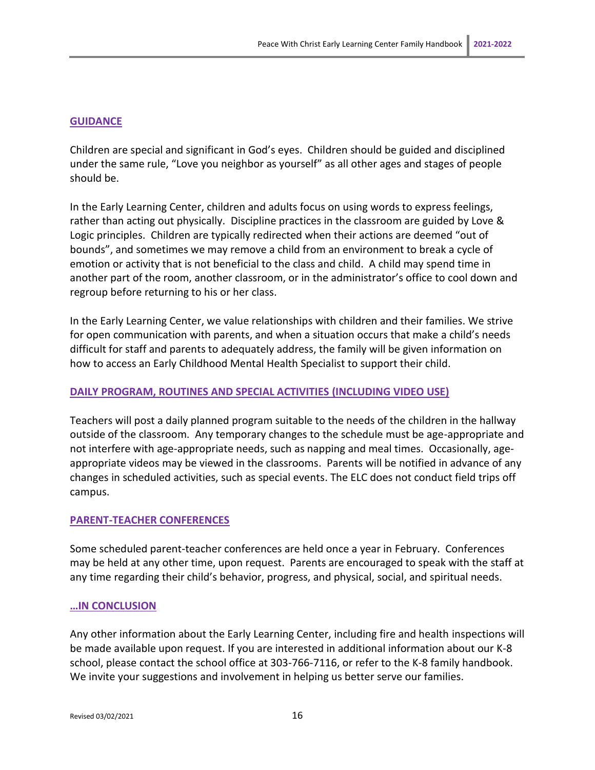## GUIDANCE

Children are special and significant in God's eyes. Children should be guided and disciplined under the same rule, "Love you neighbor as yourself" as all other ages and stages of people should be.

In the Early Learning Center, children and adults focus on using words to express feelings, rather than acting out physically. Discipline practices in the classroom are guided by Love & Logic principles. Children are typically redirected when their actions are deemed "out of bounds", and sometimes we may remove a child from an environment to break a cycle of emotion or activity that is not beneficial to the class and child. A child may spend time in another part of the room, another classroom, or in the administrator's office to cool down and regroup before returning to his or her class.

In the Early Learning Center, we value relationships with children and their families. We strive for open communication with parents, and when a situation occurs that make a child's needs difficult for staff and parents to adequately address, the family will be given information on how to access an Early Childhood Mental Health Specialist to support their child.

## DAILY PROGRAM, ROUTINES AND SPECIAL ACTIVITIES (INCLUDING VIDEO USE)

Teachers will post a daily planned program suitable to the needs of the children in the hallway outside of the classroom. Any temporary changes to the schedule must be age-appropriate and not interfere with age-appropriate needs, such as napping and meal times. Occasionally, age-appropriate videos may be viewed in the classrooms. Parents will be notified in advance of any changes in scheduled activities, such as special events. The ELC does not conduct field trips off campus.

## PARENT-TEACHER CONFERENCES

Some scheduled parent-teacher conferences are held once a year in February. Conferences may be held at any other time, upon request. Parents are encouraged to speak with the staff at any time regarding their child's behavior, progress, and physical, social, and spiritual needs.

## …IN CONCLUSION

Any other information about the Early Learning Center, including fire and health inspections will be made available upon request. If you are interested in additional information about our K-8 school, please contact the school office at 303-766-7116, or refer to the K-8 family handbook. We invite your suggestions and involvement in helping us better serve our families.

Revised 03/02/2021